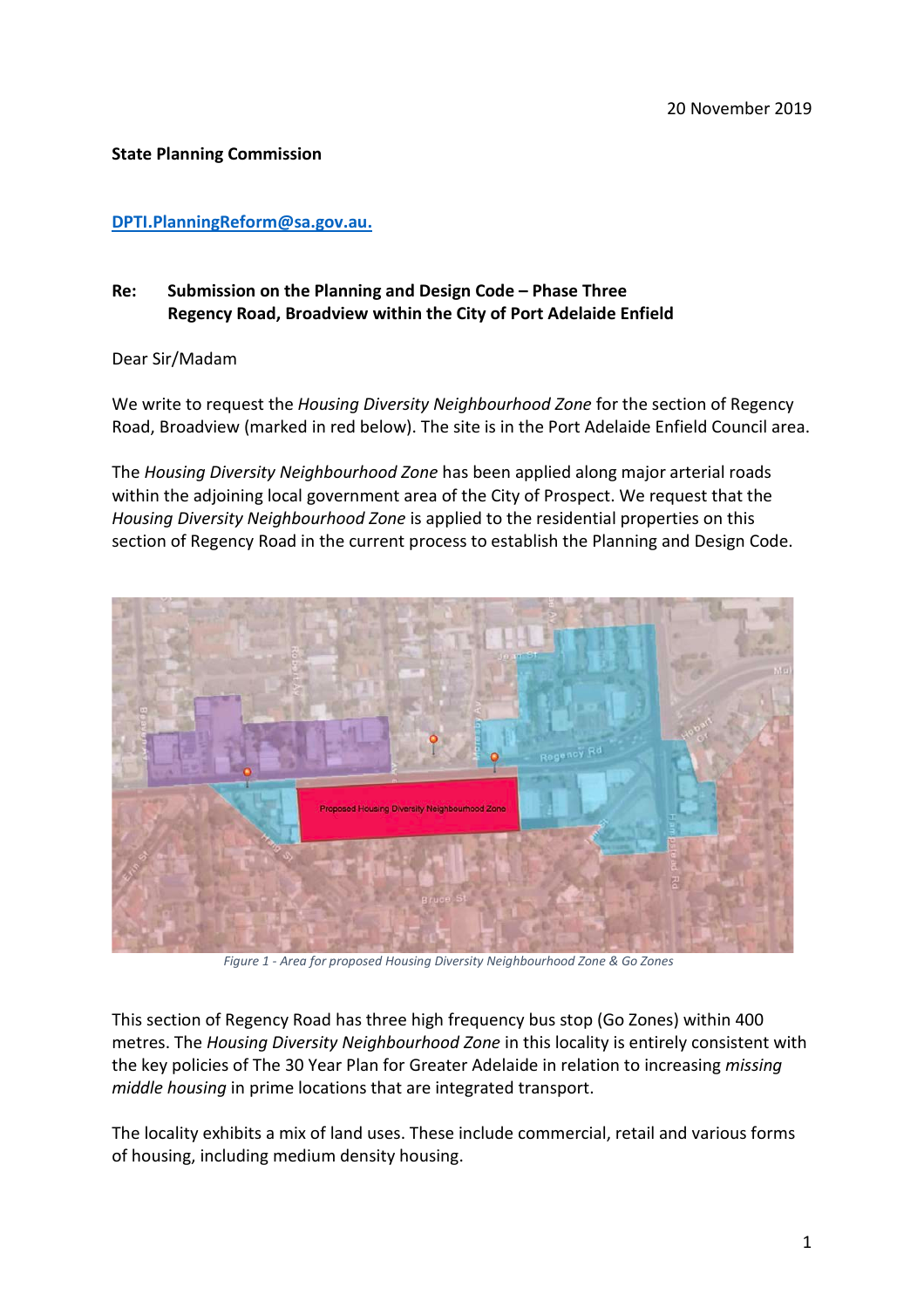20 November 2019

**State Planning Commission**

[DPTI.PlanningReform@sa.gov.au.](mailto:DPTI.PlanningReform@sa.gov.au)

**Re: Submission on the Planning and Design Code – Phase Three**
**Regency Road, Broadview within the City of Port Adelaide Enfield**

Dear Sir/Madam

We write to request the *Housing Diversity Neighbourhood Zone* for the section of Regency Road, Broadview (marked in red below). The site is in the Port Adelaide Enfield Council area.

The *Housing Diversity Neighbourhood Zone* has been applied along major arterial roads within the adjoining local government area of the City of Prospect. We request that the *Housing Diversity Neighbourhood Zone* is applied to the residential properties on this section of Regency Road in the current process to establish the Planning and Design Code.

*Figure 1 - Area for proposed Housing Diversity Neighbourhood Zone & Go Zones*

This section of Regency Road has three high frequency bus stop (Go Zones) within 400 metres. The *Housing Diversity Neighbourhood Zone* in this locality is entirely consistent with the key policies of The 30 Year Plan for Greater Adelaide in relation to increasing *missing middle housing* in prime locations that are integrated transport.

The locality exhibits a mix of land uses. These include commercial, retail and various forms of housing, including medium density housing.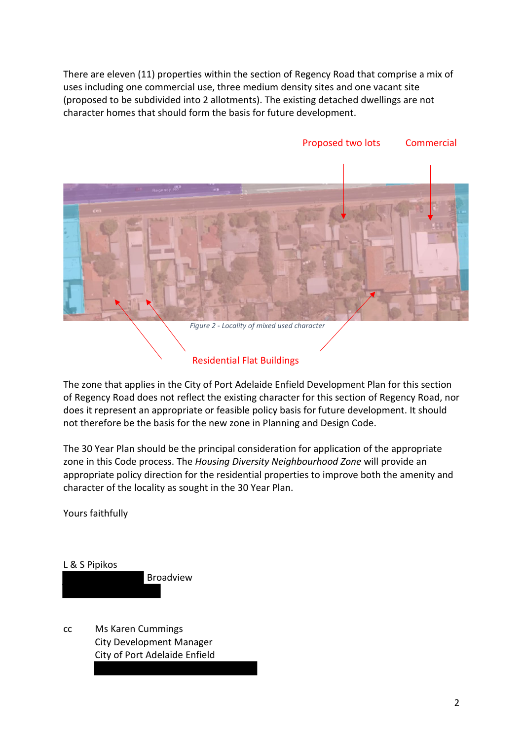There are eleven (11) properties within the section of Regency Road that comprise a mix of uses including one commercial use, three medium density sites and one vacant site (proposed to be subdivided into 2 allotments). The existing detached dwellings are not character homes that should form the basis for future development.

Proposed two lots

Commercial

Residential Flat Buildings

*Figure 2 - Locality of mixed used character*

The zone that applies in the City of Port Adelaide Enfield Development Plan for this section of Regency Road does not reflect the existing character for this section of Regency Road, nor does it represent an appropriate or feasible policy basis for future development. It should not therefore be the basis for the new zone in Planning and Design Code.

The 30 Year Plan should be the principal consideration for application of the appropriate zone in this Code process. The *Housing Diversity Neighbourhood Zone* will provide an appropriate policy direction for the residential properties to improve both the amenity and character of the locality as sought in the 30 Year Plan.

Yours faithfully

L & S Pipikos
Broadview

cc Ms Karen Cummings
City Development Manager
City of Port Adelaide Enfield